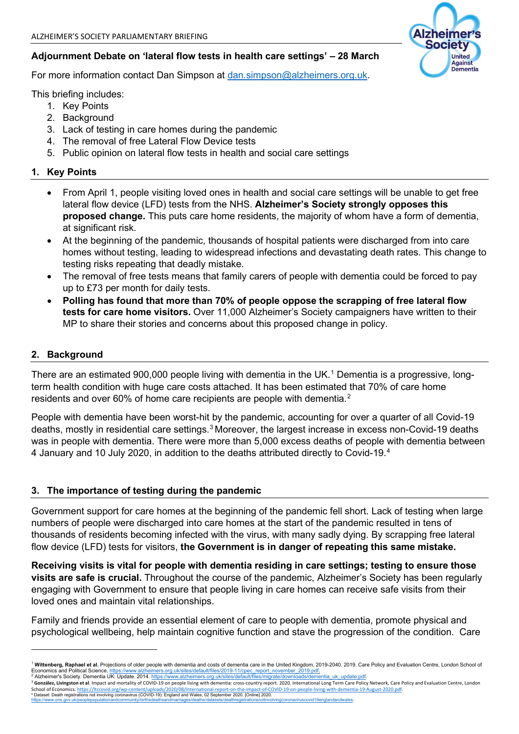ALZHEIMER'S SOCIETY PARLIAMENTARY BRIEFING

**Adjournment Debate on 'lateral flow tests in health care settings' – 28 March**

For more information contact Dan Simpson at [dan.simpson@alzheimers.org.uk](mailto:dan.simpson@alzheimers.org.uk).

This briefing includes:

1. Key Points
2. Background
3. Lack of testing in care homes during the pandemic
4. The removal of free Lateral Flow Device tests
5. Public opinion on lateral flow tests in health and social care settings

## 1. Key Points

- From April 1, people visiting loved ones in health and social care settings will be unable to get free lateral flow device (LFD) tests from the NHS. **Alzheimer's Society strongly opposes this proposed change.** This puts care home residents, the majority of whom have a form of dementia, at significant risk.
- At the beginning of the pandemic, thousands of hospital patients were discharged from into care homes without testing, leading to widespread infections and devastating death rates. This change to testing risks repeating that deadly mistake.
- The removal of free tests means that family carers of people with dementia could be forced to pay up to £73 per month for daily tests.
- **Polling has found that more than 70% of people oppose the scrapping of free lateral flow tests for care home visitors.** Over 11,000 Alzheimer's Society campaigners have written to their MP to share their stories and concerns about this proposed change in policy.

## 2. Background

There are an estimated 900,000 people living with dementia in the UK.[1] Dementia is a progressive, long-term health condition with huge care costs attached. It has been estimated that 70% of care home residents and over 60% of home care recipients are people with dementia.[2]

People with dementia have been worst-hit by the pandemic, accounting for over a quarter of all Covid-19 deaths, mostly in residential care settings.[3] Moreover, the largest increase in excess non-Covid-19 deaths was in people with dementia. There were more than 5,000 excess deaths of people with dementia between 4 January and 10 July 2020, in addition to the deaths attributed directly to Covid-19.[4]

## 3. The importance of testing during the pandemic

Government support for care homes at the beginning of the pandemic fell short. Lack of testing when large numbers of people were discharged into care homes at the start of the pandemic resulted in tens of thousands of residents becoming infected with the virus, with many sadly dying. By scrapping free lateral flow device (LFD) tests for visitors, **the Government is in danger of repeating this same mistake.**

**Receiving visits is vital for people with dementia residing in care settings; testing to ensure those visits are safe is crucial.** Throughout the course of the pandemic, Alzheimer's Society has been regularly engaging with Government to ensure that people living in care homes can receive safe visits from their loved ones and maintain vital relationships.

Family and friends provide an essential element of care to people with dementia, promote physical and psychological wellbeing, help maintain cognitive function and stave the progression of the condition. Care

---

[1] **Wittenberg, Raphael et al.** Projections of older people with dementia and costs of dementia care in the United Kingdom, 2019-2040. 2019. Care Policy and Evaluation Centre, London School of Economics and Political Science. https://www.alzheimers.org.uk/sites/default/files/2019-11/cpec_report_november_2019.pdf.

[2] Alzheimer's Society. Dementia UK: Update. 2014. https://www.alzheimers.org.uk/sites/default/files/migrate/downloads/dementia_uk_update.pdf.

[3] **González, Livingston et al**. Impact and mortality of COVID-19 on people living with dementia: cross-country report. 2020. International Long Term Care Policy Network, Care Policy and Evaluation Centre, London School of Economics. https://ltccovid.org/wp-content/uploads/2020/08/International-report-on-the-impact-of-COVID-19-on-people-living-with-dementia-19-August-2020.pdf.

[4] Dataset: Death registrations not involving coronavirus (COVID-19): England and Wales, 02 September 2020. [Online] 2020. https://www.ons.gov.uk/peoplepopulationandcommunity/birthsdeathsandmarriages/deaths/datasets/deathregistrationsnotinvolvingcoronaviruscovid19englandandwales.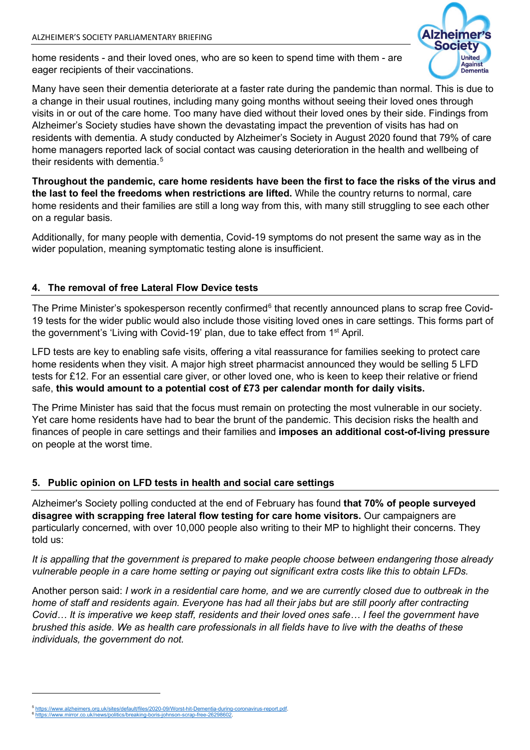home residents - and their loved ones, who are so keen to spend time with them - are eager recipients of their vaccinations.

Many have seen their dementia deteriorate at a faster rate during the pandemic than normal. This is due to a change in their usual routines, including many going months without seeing their loved ones through visits in or out of the care home. Too many have died without their loved ones by their side. Findings from Alzheimer's Society studies have shown the devastating impact the prevention of visits has had on residents with dementia. A study conducted by Alzheimer's Society in August 2020 found that 79% of care home managers reported lack of social contact was causing deterioration in the health and wellbeing of their residents with dementia.[5]

**Throughout the pandemic, care home residents have been the first to face the risks of the virus and the last to feel the freedoms when restrictions are lifted.** While the country returns to normal, care home residents and their families are still a long way from this, with many still struggling to see each other on a regular basis.

Additionally, for many people with dementia, Covid-19 symptoms do not present the same way as in the wider population, meaning symptomatic testing alone is insufficient.

## 4. The removal of free Lateral Flow Device tests

The Prime Minister's spokesperson recently confirmed[6] that recently announced plans to scrap free Covid-19 tests for the wider public would also include those visiting loved ones in care settings. This forms part of the government's 'Living with Covid-19' plan, due to take effect from 1st April.

LFD tests are key to enabling safe visits, offering a vital reassurance for families seeking to protect care home residents when they visit. A major high street pharmacist announced they would be selling 5 LFD tests for £12. For an essential care giver, or other loved one, who is keen to keep their relative or friend safe, **this would amount to a potential cost of £73 per calendar month for daily visits.**

The Prime Minister has said that the focus must remain on protecting the most vulnerable in our society. Yet care home residents have had to bear the brunt of the pandemic. This decision risks the health and finances of people in care settings and their families and **imposes an additional cost-of-living pressure** on people at the worst time.

## 5. Public opinion on LFD tests in health and social care settings

Alzheimer's Society polling conducted at the end of February has found **that 70% of people surveyed disagree with scrapping free lateral flow testing for care home visitors.** Our campaigners are particularly concerned, with over 10,000 people also writing to their MP to highlight their concerns. They told us:

*It is appalling that the government is prepared to make people choose between endangering those already vulnerable people in a care home setting or paying out significant extra costs like this to obtain LFDs.*

Another person said: *I work in a residential care home, and we are currently closed due to outbreak in the home of staff and residents again. Everyone has had all their jabs but are still poorly after contracting Covid… It is imperative we keep staff, residents and their loved ones safe… I feel the government have brushed this aside. We as health care professionals in all fields have to live with the deaths of these individuals, the government do not.*

---

[5] https://www.alzheimers.org.uk/sites/default/files/2020-09/Worst-hit-Dementia-during-coronavirus-report.pdf.

[6] https://www.mirror.co.uk/news/politics/breaking-boris-johnson-scrap-free-26298602.